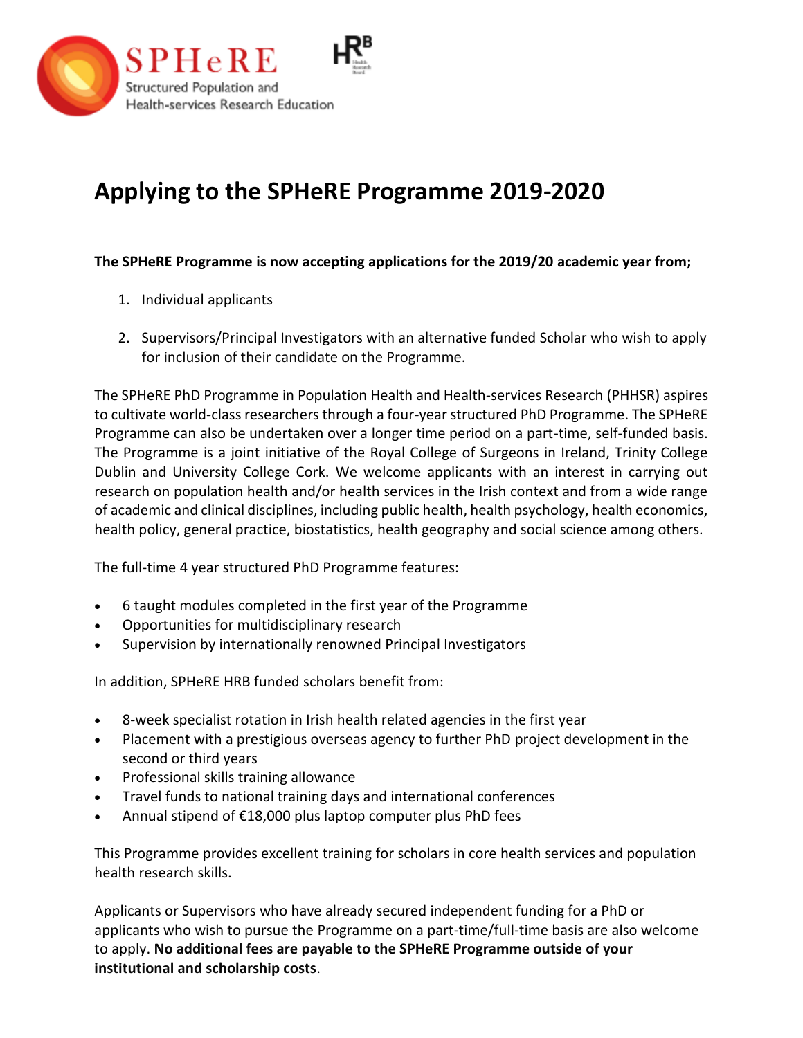SPHeRE
Structured Population and Health-services Research Education

# Applying to the SPHeRE Programme 2019-2020

**The SPHeRE Programme is now accepting applications for the 2019/20 academic year from;**

1. Individual applicants
2. Supervisors/Principal Investigators with an alternative funded Scholar who wish to apply for inclusion of their candidate on the Programme.

The SPHeRE PhD Programme in Population Health and Health-services Research (PHHSR) aspires to cultivate world-class researchers through a four-year structured PhD Programme. The SPHeRE Programme can also be undertaken over a longer time period on a part-time, self-funded basis. The Programme is a joint initiative of the Royal College of Surgeons in Ireland, Trinity College Dublin and University College Cork. We welcome applicants with an interest in carrying out research on population health and/or health services in the Irish context and from a wide range of academic and clinical disciplines, including public health, health psychology, health economics, health policy, general practice, biostatistics, health geography and social science among others.

The full-time 4 year structured PhD Programme features:

- 6 taught modules completed in the first year of the Programme
- Opportunities for multidisciplinary research
- Supervision by internationally renowned Principal Investigators

In addition, SPHeRE HRB funded scholars benefit from:

- 8-week specialist rotation in Irish health related agencies in the first year
- Placement with a prestigious overseas agency to further PhD project development in the second or third years
- Professional skills training allowance
- Travel funds to national training days and international conferences
- Annual stipend of €18,000 plus laptop computer plus PhD fees

This Programme provides excellent training for scholars in core health services and population health research skills.

Applicants or Supervisors who have already secured independent funding for a PhD or applicants who wish to pursue the Programme on a part-time/full-time basis are also welcome to apply. **No additional fees are payable to the SPHeRE Programme outside of your institutional and scholarship costs**.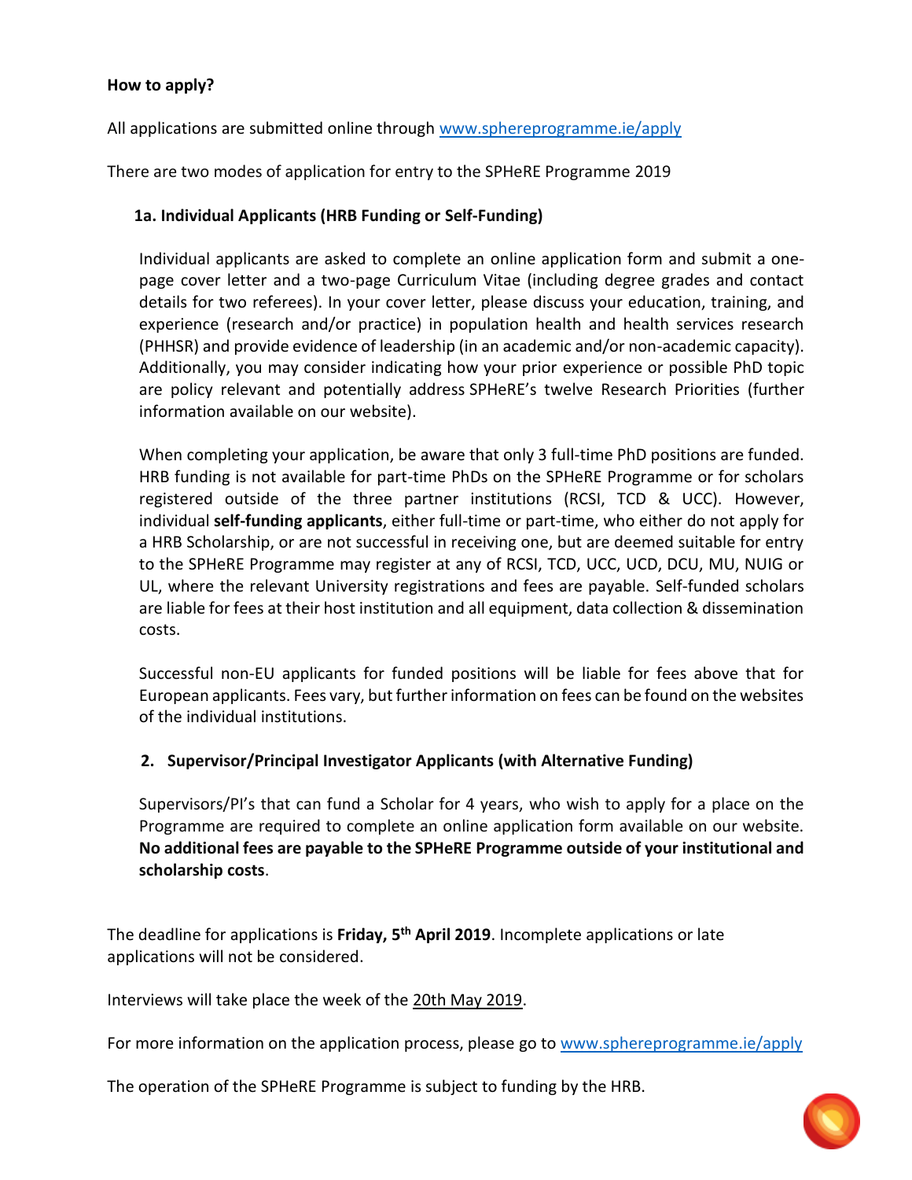**How to apply?**

All applications are submitted online through www.sphereprogramme.ie/apply

There are two modes of application for entry to the SPHeRE Programme 2019

**1a. Individual Applicants (HRB Funding or Self-Funding)**

Individual applicants are asked to complete an online application form and submit a one-page cover letter and a two-page Curriculum Vitae (including degree grades and contact details for two referees). In your cover letter, please discuss your education, training, and experience (research and/or practice) in population health and health services research (PHHSR) and provide evidence of leadership (in an academic and/or non-academic capacity). Additionally, you may consider indicating how your prior experience or possible PhD topic are policy relevant and potentially address SPHeRE's twelve Research Priorities (further information available on our website).

When completing your application, be aware that only 3 full-time PhD positions are funded. HRB funding is not available for part-time PhDs on the SPHeRE Programme or for scholars registered outside of the three partner institutions (RCSI, TCD & UCC). However, individual **self-funding applicants**, either full-time or part-time, who either do not apply for a HRB Scholarship, or are not successful in receiving one, but are deemed suitable for entry to the SPHeRE Programme may register at any of RCSI, TCD, UCC, UCD, DCU, MU, NUIG or UL, where the relevant University registrations and fees are payable. Self-funded scholars are liable for fees at their host institution and all equipment, data collection & dissemination costs.

Successful non-EU applicants for funded positions will be liable for fees above that for European applicants. Fees vary, but further information on fees can be found on the websites of the individual institutions.

**2. Supervisor/Principal Investigator Applicants (with Alternative Funding)**

Supervisors/PI's that can fund a Scholar for 4 years, who wish to apply for a place on the Programme are required to complete an online application form available on our website. **No additional fees are payable to the SPHeRE Programme outside of your institutional and scholarship costs**.

The deadline for applications is **Friday, 5th April 2019**. Incomplete applications or late applications will not be considered.

Interviews will take place the week of the 20th May 2019.

For more information on the application process, please go to www.sphereprogramme.ie/apply

The operation of the SPHeRE Programme is subject to funding by the HRB.